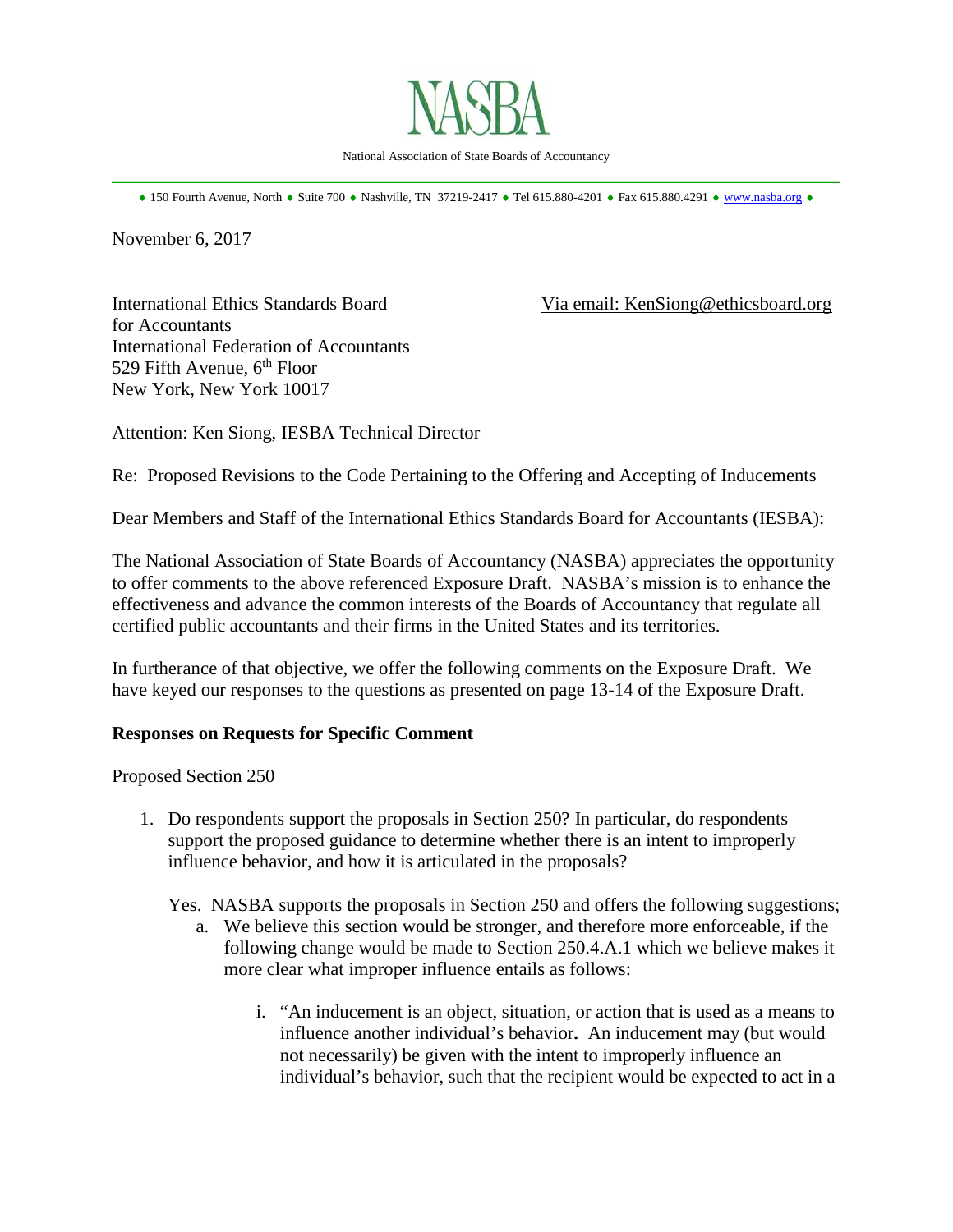# NASBA

National Association of State Boards of Accountancy

♦ 150 Fourth Avenue, North ♦ Suite 700 ♦ Nashville, TN 37219-2417 ♦ Tel 615.880-4201 ♦ Fax 615.880.4291 ♦ www.nasba.org ♦

November 6, 2017

International Ethics Standards Board for Accountants
International Federation of Accountants
529 Fifth Avenue, 6th Floor
New York, New York 10017

Via email: KenSiong@ethicsboard.org

Attention: Ken Siong, IESBA Technical Director

Re: Proposed Revisions to the Code Pertaining to the Offering and Accepting of Inducements

Dear Members and Staff of the International Ethics Standards Board for Accountants (IESBA):

The National Association of State Boards of Accountancy (NASBA) appreciates the opportunity to offer comments to the above referenced Exposure Draft. NASBA's mission is to enhance the effectiveness and advance the common interests of the Boards of Accountancy that regulate all certified public accountants and their firms in the United States and its territories.

In furtherance of that objective, we offer the following comments on the Exposure Draft. We have keyed our responses to the questions as presented on page 13-14 of the Exposure Draft.

**Responses on Requests for Specific Comment**

Proposed Section 250

1. Do respondents support the proposals in Section 250? In particular, do respondents support the proposed guidance to determine whether there is an intent to improperly influence behavior, and how it is articulated in the proposals?

   Yes. NASBA supports the proposals in Section 250 and offers the following suggestions;

   a. We believe this section would be stronger, and therefore more enforceable, if the following change would be made to Section 250.4.A.1 which we believe makes it more clear what improper influence entails as follows:

      i. "An inducement is an object, situation, or action that is used as a means to influence another individual's behavior**.** An inducement may (but would not necessarily) be given with the intent to improperly influence an individual's behavior, such that the recipient would be expected to act in a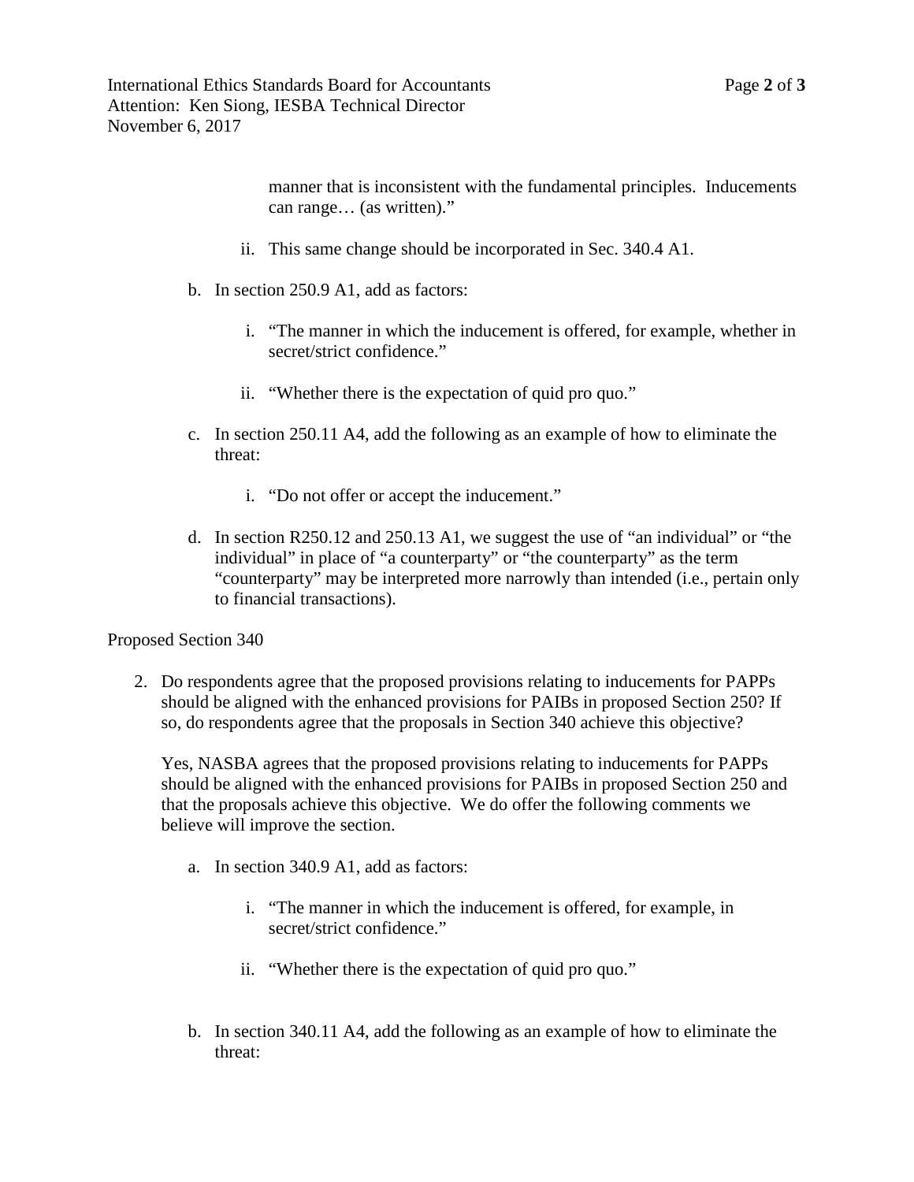manner that is inconsistent with the fundamental principles. Inducements can range… (as written)."

   ii. This same change should be incorporated in Sec. 340.4 A1.

b. In section 250.9 A1, add as factors:

   i. "The manner in which the inducement is offered, for example, whether in secret/strict confidence."

   ii. "Whether there is the expectation of quid pro quo."

c. In section 250.11 A4, add the following as an example of how to eliminate the threat:

   i. "Do not offer or accept the inducement."

d. In section R250.12 and 250.13 A1, we suggest the use of "an individual" or "the individual" in place of "a counterparty" or "the counterparty" as the term "counterparty" may be interpreted more narrowly than intended (i.e., pertain only to financial transactions).

Proposed Section 340

2. Do respondents agree that the proposed provisions relating to inducements for PAPPs should be aligned with the enhanced provisions for PAIBs in proposed Section 250? If so, do respondents agree that the proposals in Section 340 achieve this objective?

   Yes, NASBA agrees that the proposed provisions relating to inducements for PAPPs should be aligned with the enhanced provisions for PAIBs in proposed Section 250 and that the proposals achieve this objective. We do offer the following comments we believe will improve the section.

   a. In section 340.9 A1, add as factors:

      i. "The manner in which the inducement is offered, for example, in secret/strict confidence."

      ii. "Whether there is the expectation of quid pro quo."

   b. In section 340.11 A4, add the following as an example of how to eliminate the threat: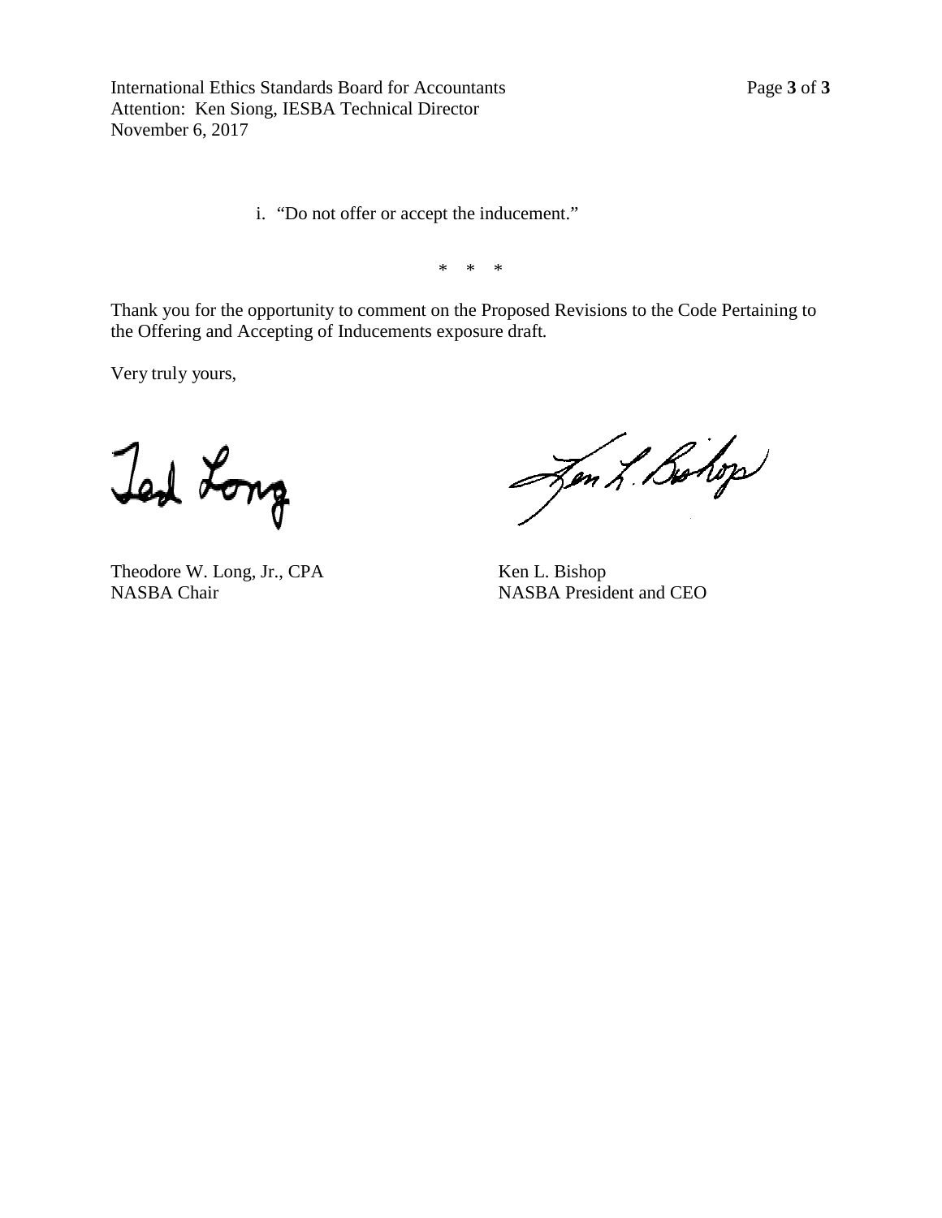i. "Do not offer or accept the inducement."

\* \* \*

Thank you for the opportunity to comment on the Proposed Revisions to the Code Pertaining to the Offering and Accepting of Inducements exposure draft.

Very truly yours,

Theodore W. Long, Jr., CPA
NASBA Chair

Ken L. Bishop
NASBA President and CEO